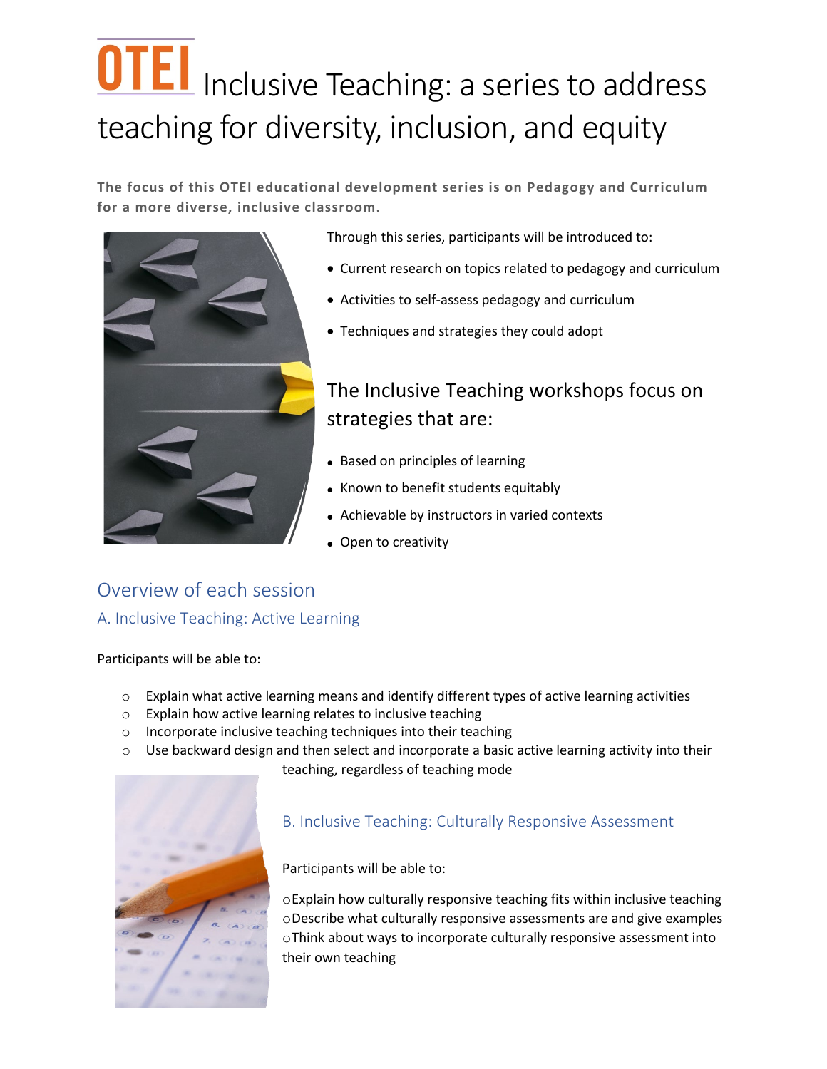# OTEI Inclusive Teaching: a series to address teaching for diversity, inclusion, and equity

**The focus of this OTEI educational development series is on Pedagogy and Curriculum for a more diverse, inclusive classroom.**

Through this series, participants will be introduced to:

- Current research on topics related to pedagogy and curriculum
- Activities to self-assess pedagogy and curriculum
- Techniques and strategies they could adopt

## The Inclusive Teaching workshops focus on strategies that are:

- Based on principles of learning
- Known to benefit students equitably
- Achievable by instructors in varied contexts
- Open to creativity

## Overview of each session

### A. Inclusive Teaching: Active Learning

Participants will be able to:

- Explain what active learning means and identify different types of active learning activities
- Explain how active learning relates to inclusive teaching
- Incorporate inclusive teaching techniques into their teaching
- Use backward design and then select and incorporate a basic active learning activity into their teaching, regardless of teaching mode

### B. Inclusive Teaching: Culturally Responsive Assessment

Participants will be able to:

- Explain how culturally responsive teaching fits within inclusive teaching
- Describe what culturally responsive assessments are and give examples
- Think about ways to incorporate culturally responsive assessment into their own teaching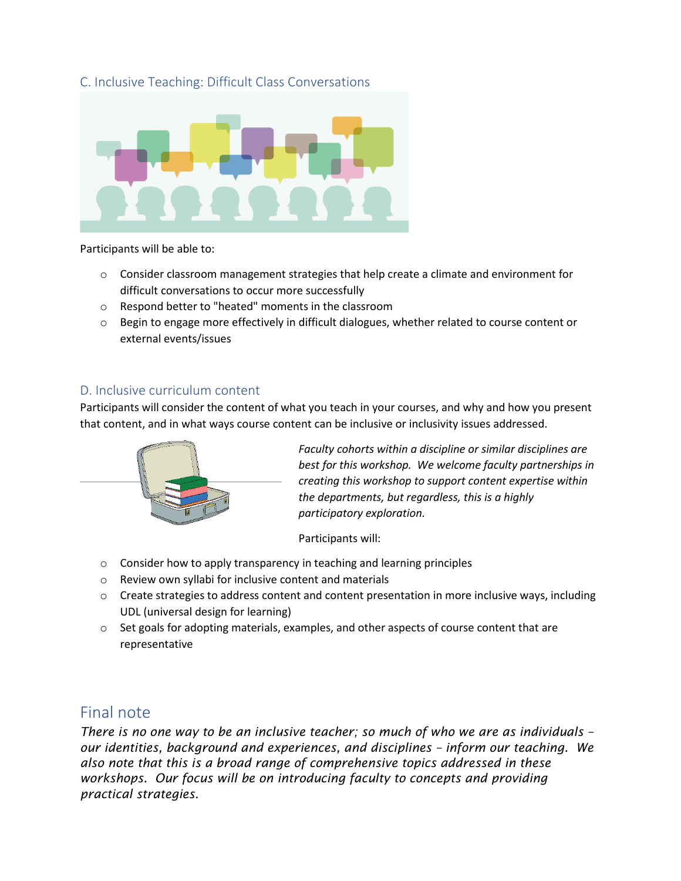### C. Inclusive Teaching: Difficult Class Conversations

Participants will be able to:

- Consider classroom management strategies that help create a climate and environment for difficult conversations to occur more successfully
- Respond better to "heated" moments in the classroom
- Begin to engage more effectively in difficult dialogues, whether related to course content or external events/issues

### D. Inclusive curriculum content

Participants will consider the content of what you teach in your courses, and why and how you present that content, and in what ways course content can be inclusive or inclusivity issues addressed.

*Faculty cohorts within a discipline or similar disciplines are best for this workshop. We welcome faculty partnerships in creating this workshop to support content expertise within the departments, but regardless, this is a highly participatory exploration.*

Participants will:

- Consider how to apply transparency in teaching and learning principles
- Review own syllabi for inclusive content and materials
- Create strategies to address content and content presentation in more inclusive ways, including UDL (universal design for learning)
- Set goals for adopting materials, examples, and other aspects of course content that are representative

## Final note

*There is no one way to be an inclusive teacher; so much of who we are as individuals – our identities, background and experiences, and disciplines – inform our teaching. We also note that this is a broad range of comprehensive topics addressed in these workshops. Our focus will be on introducing faculty to concepts and providing practical strategies.*